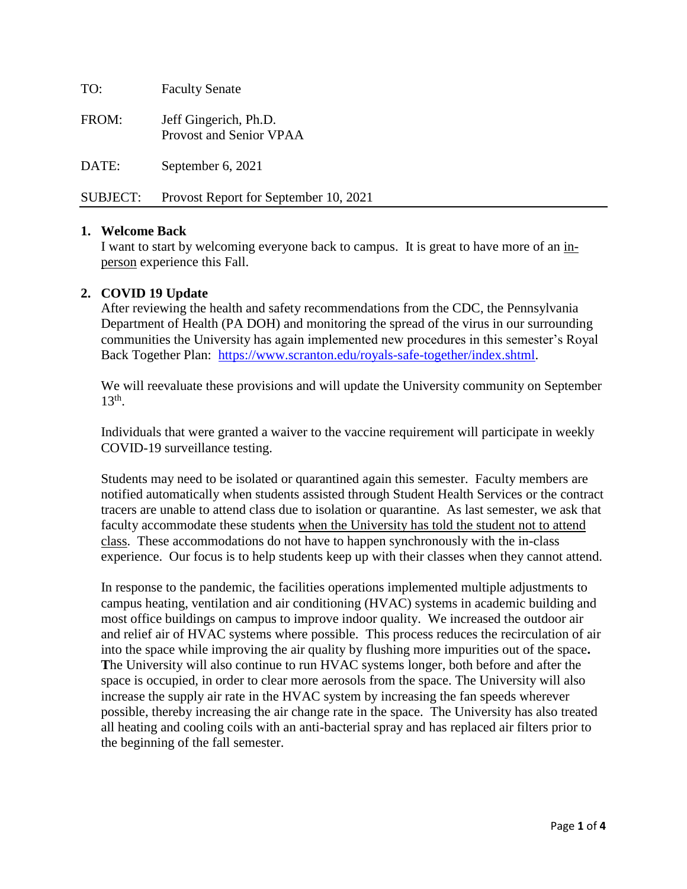| TO: | Faculty Senate |
| --- | --- |
| FROM: | Jeff Gingerich, Ph.D.<br>Provost and Senior VPAA |
| DATE: | September 6, 2021 |
| SUBJECT: | Provost Report for September 10, 2021 |

**1. Welcome Back**

I want to start by welcoming everyone back to campus. It is great to have more of an in-person experience this Fall.

**2. COVID 19 Update**

After reviewing the health and safety recommendations from the CDC, the Pennsylvania Department of Health (PA DOH) and monitoring the spread of the virus in our surrounding communities the University has again implemented new procedures in this semester's Royal Back Together Plan: https://www.scranton.edu/royals-safe-together/index.shtml.

We will reevaluate these provisions and will update the University community on September 13th.

Individuals that were granted a waiver to the vaccine requirement will participate in weekly COVID-19 surveillance testing.

Students may need to be isolated or quarantined again this semester. Faculty members are notified automatically when students assisted through Student Health Services or the contract tracers are unable to attend class due to isolation or quarantine. As last semester, we ask that faculty accommodate these students when the University has told the student not to attend class. These accommodations do not have to happen synchronously with the in-class experience. Our focus is to help students keep up with their classes when they cannot attend.

In response to the pandemic, the facilities operations implemented multiple adjustments to campus heating, ventilation and air conditioning (HVAC) systems in academic building and most office buildings on campus to improve indoor quality. We increased the outdoor air and relief air of HVAC systems where possible. This process reduces the recirculation of air into the space while improving the air quality by flushing more impurities out of the space. The University will also continue to run HVAC systems longer, both before and after the space is occupied, in order to clear more aerosols from the space. The University will also increase the supply air rate in the HVAC system by increasing the fan speeds wherever possible, thereby increasing the air change rate in the space. The University has also treated all heating and cooling coils with an anti-bacterial spray and has replaced air filters prior to the beginning of the fall semester.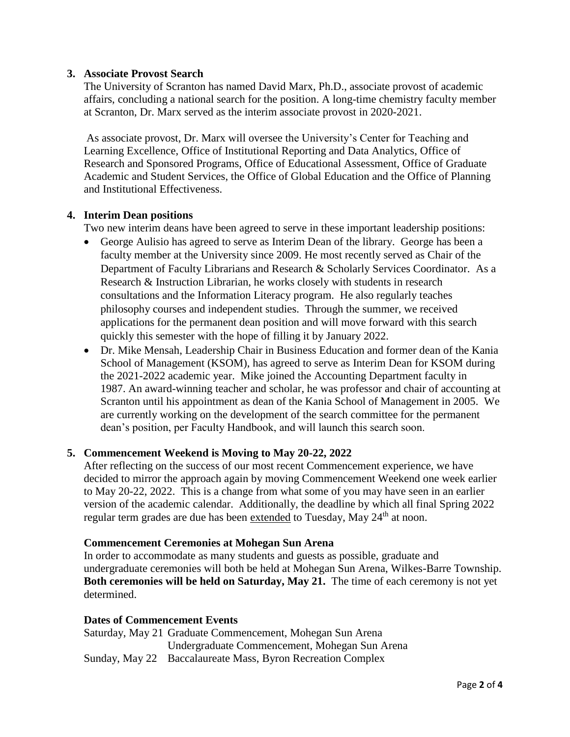**3. Associate Provost Search**

The University of Scranton has named David Marx, Ph.D., associate provost of academic affairs, concluding a national search for the position. A long-time chemistry faculty member at Scranton, Dr. Marx served as the interim associate provost in 2020-2021.

As associate provost, Dr. Marx will oversee the University's Center for Teaching and Learning Excellence, Office of Institutional Reporting and Data Analytics, Office of Research and Sponsored Programs, Office of Educational Assessment, Office of Graduate Academic and Student Services, the Office of Global Education and the Office of Planning and Institutional Effectiveness.

**4. Interim Dean positions**

Two new interim deans have been agreed to serve in these important leadership positions:

- George Aulisio has agreed to serve as Interim Dean of the library. George has been a faculty member at the University since 2009. He most recently served as Chair of the Department of Faculty Librarians and Research & Scholarly Services Coordinator. As a Research & Instruction Librarian, he works closely with students in research consultations and the Information Literacy program. He also regularly teaches philosophy courses and independent studies. Through the summer, we received applications for the permanent dean position and will move forward with this search quickly this semester with the hope of filling it by January 2022.
- Dr. Mike Mensah, Leadership Chair in Business Education and former dean of the Kania School of Management (KSOM), has agreed to serve as Interim Dean for KSOM during the 2021-2022 academic year. Mike joined the Accounting Department faculty in 1987. An award-winning teacher and scholar, he was professor and chair of accounting at Scranton until his appointment as dean of the Kania School of Management in 2005. We are currently working on the development of the search committee for the permanent dean's position, per Faculty Handbook, and will launch this search soon.

**5. Commencement Weekend is Moving to May 20-22, 2022**

After reflecting on the success of our most recent Commencement experience, we have decided to mirror the approach again by moving Commencement Weekend one week earlier to May 20-22, 2022. This is a change from what some of you may have seen in an earlier version of the academic calendar. Additionally, the deadline by which all final Spring 2022 regular term grades are due has been extended to Tuesday, May 24th at noon.

**Commencement Ceremonies at Mohegan Sun Arena**

In order to accommodate as many students and guests as possible, graduate and undergraduate ceremonies will both be held at Mohegan Sun Arena, Wilkes-Barre Township. **Both ceremonies will be held on Saturday, May 21.** The time of each ceremony is not yet determined.

**Dates of Commencement Events**

| | |
|---|---|
| Saturday, May 21 | Graduate Commencement, Mohegan Sun Arena |
| | Undergraduate Commencement, Mohegan Sun Arena |
| Sunday, May 22 | Baccalaureate Mass, Byron Recreation Complex |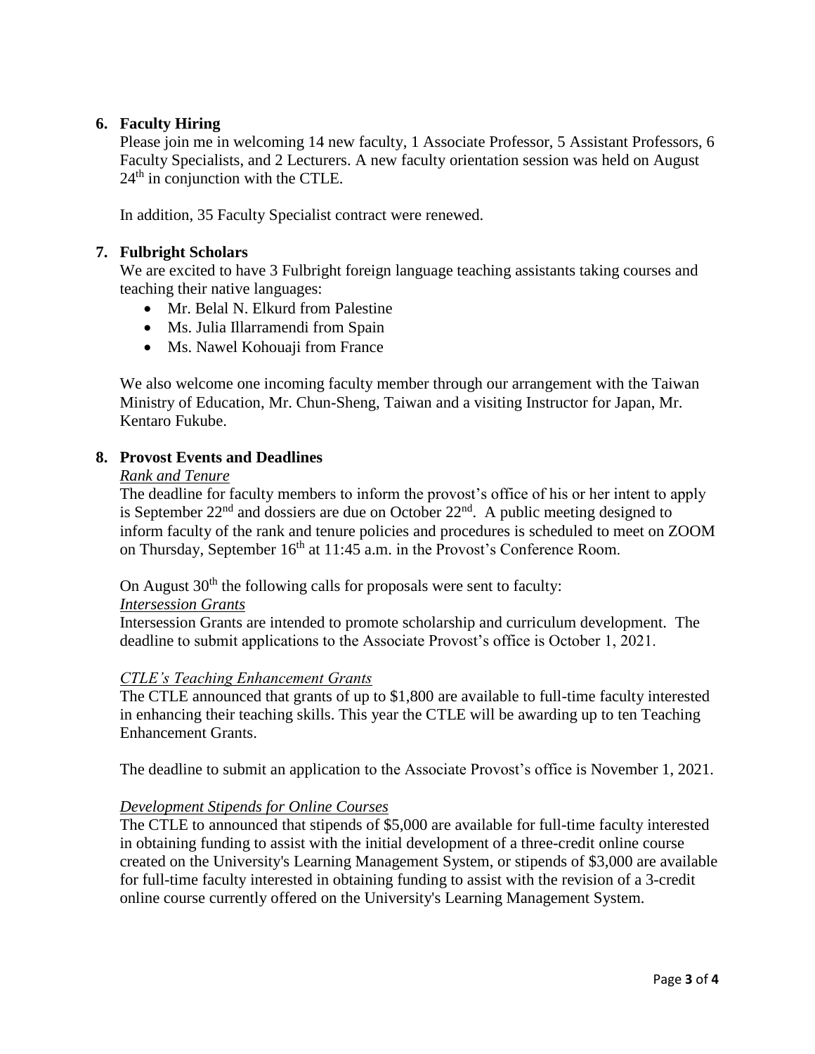## 6. Faculty Hiring

Please join me in welcoming 14 new faculty, 1 Associate Professor, 5 Assistant Professors, 6 Faculty Specialists, and 2 Lecturers. A new faculty orientation session was held on August 24th in conjunction with the CTLE.

In addition, 35 Faculty Specialist contract were renewed.

## 7. Fulbright Scholars

We are excited to have 3 Fulbright foreign language teaching assistants taking courses and teaching their native languages:

- Mr. Belal N. Elkurd from Palestine
- Ms. Julia Illarramendi from Spain
- Ms. Nawel Kohouaji from France

We also welcome one incoming faculty member through our arrangement with the Taiwan Ministry of Education, Mr. Chun-Sheng, Taiwan and a visiting Instructor for Japan, Mr. Kentaro Fukube.

## 8. Provost Events and Deadlines

*Rank and Tenure*

The deadline for faculty members to inform the provost's office of his or her intent to apply is September 22nd and dossiers are due on October 22nd. A public meeting designed to inform faculty of the rank and tenure policies and procedures is scheduled to meet on ZOOM on Thursday, September 16th at 11:45 a.m. in the Provost's Conference Room.

On August 30th the following calls for proposals were sent to faculty:

*Intersession Grants*

Intersession Grants are intended to promote scholarship and curriculum development. The deadline to submit applications to the Associate Provost's office is October 1, 2021.

*CTLE's Teaching Enhancement Grants*

The CTLE announced that grants of up to $1,800 are available to full-time faculty interested in enhancing their teaching skills. This year the CTLE will be awarding up to ten Teaching Enhancement Grants.

The deadline to submit an application to the Associate Provost's office is November 1, 2021.

*Development Stipends for Online Courses*

The CTLE to announced that stipends of $5,000 are available for full-time faculty interested in obtaining funding to assist with the initial development of a three-credit online course created on the University's Learning Management System, or stipends of $3,000 are available for full-time faculty interested in obtaining funding to assist with the revision of a 3-credit online course currently offered on the University's Learning Management System.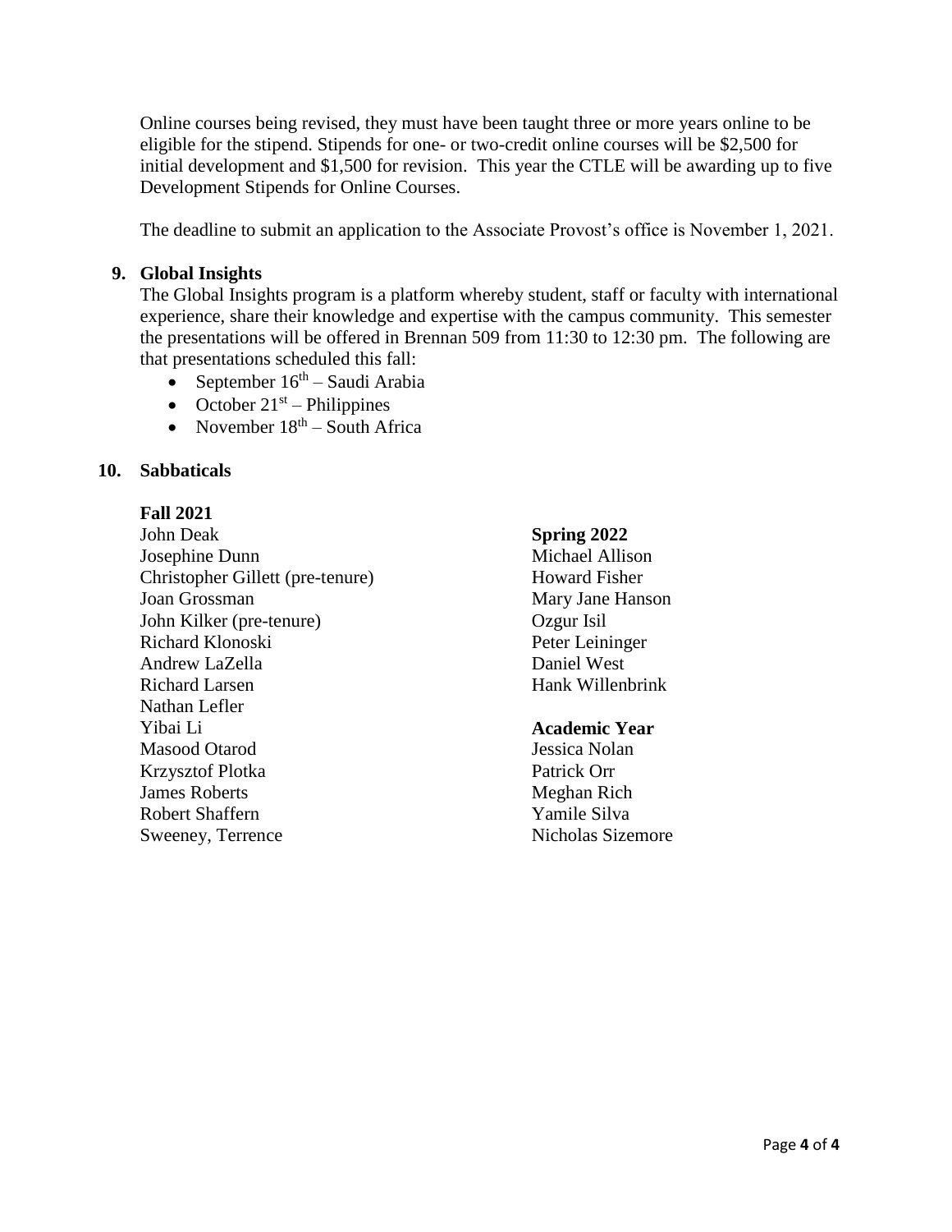Online courses being revised, they must have been taught three or more years online to be eligible for the stipend. Stipends for one- or two-credit online courses will be $2,500 for initial development and $1,500 for revision. This year the CTLE will be awarding up to five Development Stipends for Online Courses.

The deadline to submit an application to the Associate Provost's office is November 1, 2021.

**9. Global Insights**

The Global Insights program is a platform whereby student, staff or faculty with international experience, share their knowledge and expertise with the campus community. This semester the presentations will be offered in Brennan 509 from 11:30 to 12:30 pm. The following are that presentations scheduled this fall:

- September 16th – Saudi Arabia
- October 21st – Philippines
- November 18th – South Africa

**10. Sabbaticals**

**Fall 2021**

John Deak
Josephine Dunn
Christopher Gillett (pre-tenure)
Joan Grossman
John Kilker (pre-tenure)
Richard Klonoski
Andrew LaZella
Richard Larsen
Nathan Lefler
Yibai Li
Masood Otarod
Krzysztof Plotka
James Roberts
Robert Shaffern
Sweeney, Terrence

**Spring 2022**

Michael Allison
Howard Fisher
Mary Jane Hanson
Ozgur Isil
Peter Leininger
Daniel West
Hank Willenbrink

**Academic Year**

Jessica Nolan
Patrick Orr
Meghan Rich
Yamile Silva
Nicholas Sizemore